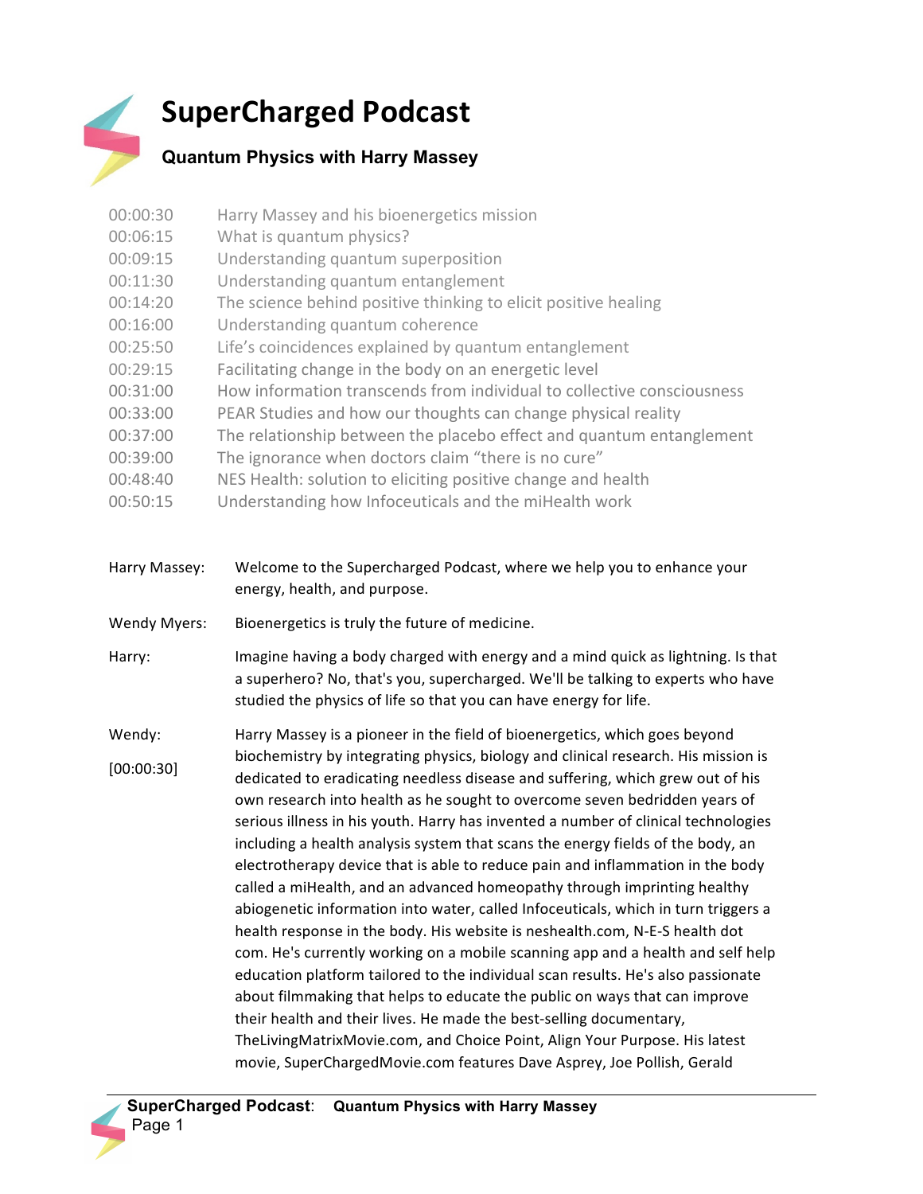# SuperCharged Podcast

## Quantum Physics with Harry Massey

| | |
|---|---|
| 00:00:30 | Harry Massey and his bioenergetics mission |
| 00:06:15 | What is quantum physics? |
| 00:09:15 | Understanding quantum superposition |
| 00:11:30 | Understanding quantum entanglement |
| 00:14:20 | The science behind positive thinking to elicit positive healing |
| 00:16:00 | Understanding quantum coherence |
| 00:25:50 | Life's coincidences explained by quantum entanglement |
| 00:29:15 | Facilitating change in the body on an energetic level |
| 00:31:00 | How information transcends from individual to collective consciousness |
| 00:33:00 | PEAR Studies and how our thoughts can change physical reality |
| 00:37:00 | The relationship between the placebo effect and quantum entanglement |
| 00:39:00 | The ignorance when doctors claim "there is no cure" |
| 00:48:40 | NES Health: solution to eliciting positive change and health |
| 00:50:15 | Understanding how Infoceuticals and the miHealth work |

**Harry Massey:** Welcome to the Supercharged Podcast, where we help you to enhance your energy, health, and purpose.

**Wendy Myers:** Bioenergetics is truly the future of medicine.

**Harry:** Imagine having a body charged with energy and a mind quick as lightning. Is that a superhero? No, that's you, supercharged. We'll be talking to experts who have studied the physics of life so that you can have energy for life.

**Wendy:** [00:00:30] Harry Massey is a pioneer in the field of bioenergetics, which goes beyond biochemistry by integrating physics, biology and clinical research. His mission is dedicated to eradicating needless disease and suffering, which grew out of his own research into health as he sought to overcome seven bedridden years of serious illness in his youth. Harry has invented a number of clinical technologies including a health analysis system that scans the energy fields of the body, an electrotherapy device that is able to reduce pain and inflammation in the body called a miHealth, and an advanced homeopathy through imprinting healthy abiogenetic information into water, called Infoceuticals, which in turn triggers a health response in the body. His website is neshealth.com, N-E-S health dot com. He's currently working on a mobile scanning app and a health and self help education platform tailored to the individual scan results. He's also passionate about filmmaking that helps to educate the public on ways that can improve their health and their lives. He made the best-selling documentary, TheLivingMatrixMovie.com, and Choice Point, Align Your Purpose. His latest movie, SuperChargedMovie.com features Dave Asprey, Joe Pollish, Gerald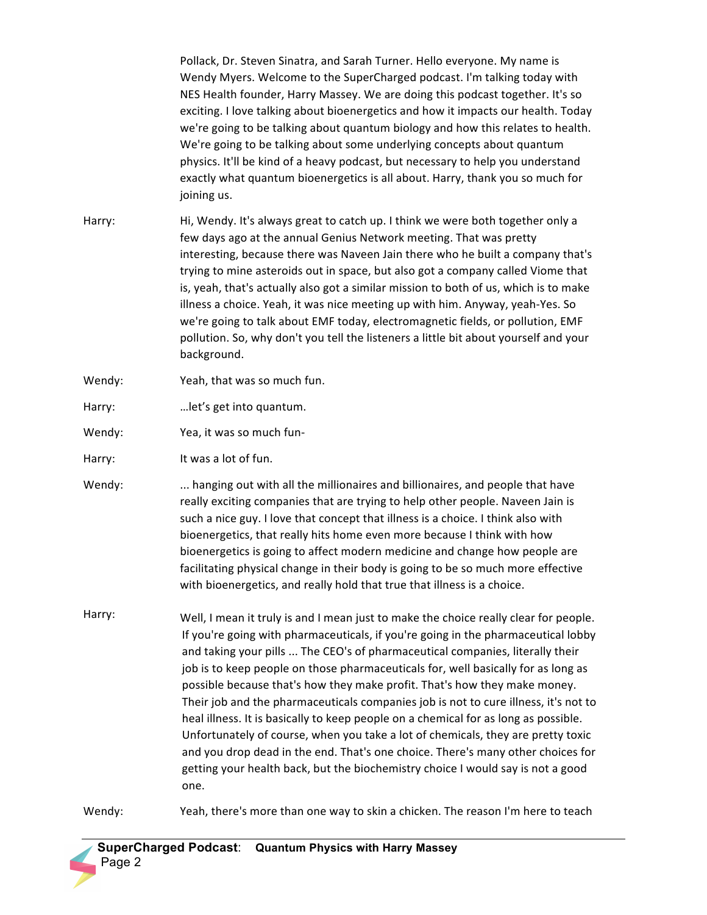Pollack, Dr. Steven Sinatra, and Sarah Turner. Hello everyone. My name is Wendy Myers. Welcome to the SuperCharged podcast. I'm talking today with NES Health founder, Harry Massey. We are doing this podcast together. It's so exciting. I love talking about bioenergetics and how it impacts our health. Today we're going to be talking about quantum biology and how this relates to health. We're going to be talking about some underlying concepts about quantum physics. It'll be kind of a heavy podcast, but necessary to help you understand exactly what quantum bioenergetics is all about. Harry, thank you so much for joining us.

Harry: Hi, Wendy. It's always great to catch up. I think we were both together only a few days ago at the annual Genius Network meeting. That was pretty interesting, because there was Naveen Jain there who he built a company that's trying to mine asteroids out in space, but also got a company called Viome that is, yeah, that's actually also got a similar mission to both of us, which is to make illness a choice. Yeah, it was nice meeting up with him. Anyway, yeah-Yes. So we're going to talk about EMF today, electromagnetic fields, or pollution, EMF pollution. So, why don't you tell the listeners a little bit about yourself and your background.

Wendy: Yeah, that was so much fun.

Harry: …let's get into quantum.

Wendy: Yea, it was so much fun-

Harry: It was a lot of fun.

Wendy: ... hanging out with all the millionaires and billionaires, and people that have really exciting companies that are trying to help other people. Naveen Jain is such a nice guy. I love that concept that illness is a choice. I think also with bioenergetics, that really hits home even more because I think with how bioenergetics is going to affect modern medicine and change how people are facilitating physical change in their body is going to be so much more effective with bioenergetics, and really hold that true that illness is a choice.

Harry: Well, I mean it truly is and I mean just to make the choice really clear for people. If you're going with pharmaceuticals, if you're going in the pharmaceutical lobby and taking your pills ... The CEO's of pharmaceutical companies, literally their job is to keep people on those pharmaceuticals for, well basically for as long as possible because that's how they make profit. That's how they make money. Their job and the pharmaceuticals companies job is not to cure illness, it's not to heal illness. It is basically to keep people on a chemical for as long as possible. Unfortunately of course, when you take a lot of chemicals, they are pretty toxic and you drop dead in the end. That's one choice. There's many other choices for getting your health back, but the biochemistry choice I would say is not a good one.

Wendy: Yeah, there's more than one way to skin a chicken. The reason I'm here to teach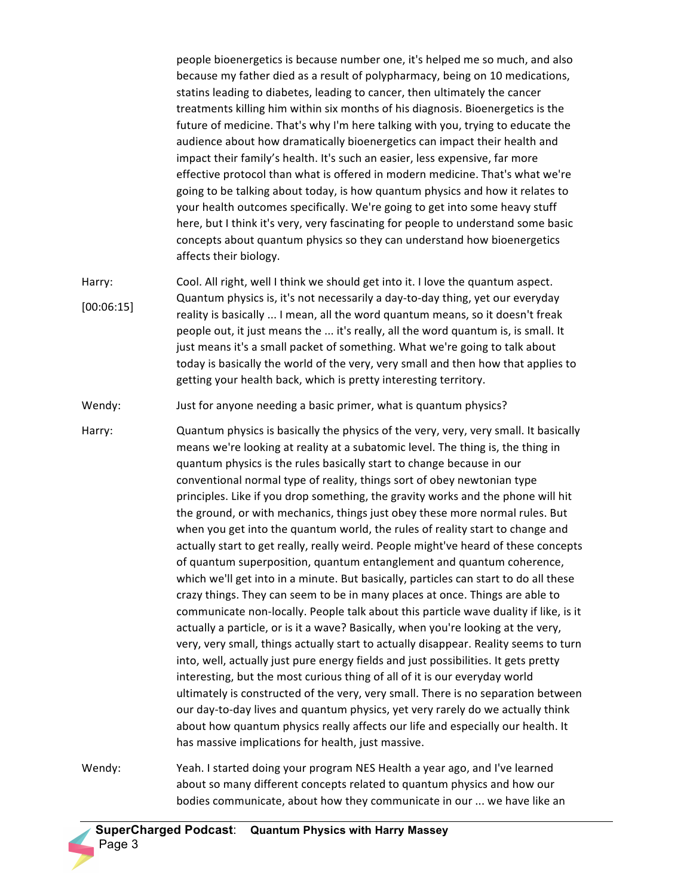people bioenergetics is because number one, it's helped me so much, and also because my father died as a result of polypharmacy, being on 10 medications, statins leading to diabetes, leading to cancer, then ultimately the cancer treatments killing him within six months of his diagnosis. Bioenergetics is the future of medicine. That's why I'm here talking with you, trying to educate the audience about how dramatically bioenergetics can impact their health and impact their family's health. It's such an easier, less expensive, far more effective protocol than what is offered in modern medicine. That's what we're going to be talking about today, is how quantum physics and how it relates to your health outcomes specifically. We're going to get into some heavy stuff here, but I think it's very, very fascinating for people to understand some basic concepts about quantum physics so they can understand how bioenergetics affects their biology.

Harry: [00:06:15] Cool. All right, well I think we should get into it. I love the quantum aspect. Quantum physics is, it's not necessarily a day-to-day thing, yet our everyday reality is basically ... I mean, all the word quantum means, so it doesn't freak people out, it just means the ... it's really, all the word quantum is, is small. It just means it's a small packet of something. What we're going to talk about today is basically the world of the very, very small and then how that applies to getting your health back, which is pretty interesting territory.

Wendy: Just for anyone needing a basic primer, what is quantum physics?

Harry: Quantum physics is basically the physics of the very, very, very small. It basically means we're looking at reality at a subatomic level. The thing is, the thing in quantum physics is the rules basically start to change because in our conventional normal type of reality, things sort of obey newtonian type principles. Like if you drop something, the gravity works and the phone will hit the ground, or with mechanics, things just obey these more normal rules. But when you get into the quantum world, the rules of reality start to change and actually start to get really, really weird. People might've heard of these concepts of quantum superposition, quantum entanglement and quantum coherence, which we'll get into in a minute. But basically, particles can start to do all these crazy things. They can seem to be in many places at once. Things are able to communicate non-locally. People talk about this particle wave duality if like, is it actually a particle, or is it a wave? Basically, when you're looking at the very, very, very small, things actually start to actually disappear. Reality seems to turn into, well, actually just pure energy fields and just possibilities. It gets pretty interesting, but the most curious thing of all of it is our everyday world ultimately is constructed of the very, very small. There is no separation between our day-to-day lives and quantum physics, yet very rarely do we actually think about how quantum physics really affects our life and especially our health. It has massive implications for health, just massive.

Wendy: Yeah. I started doing your program NES Health a year ago, and I've learned about so many different concepts related to quantum physics and how our bodies communicate, about how they communicate in our ... we have like an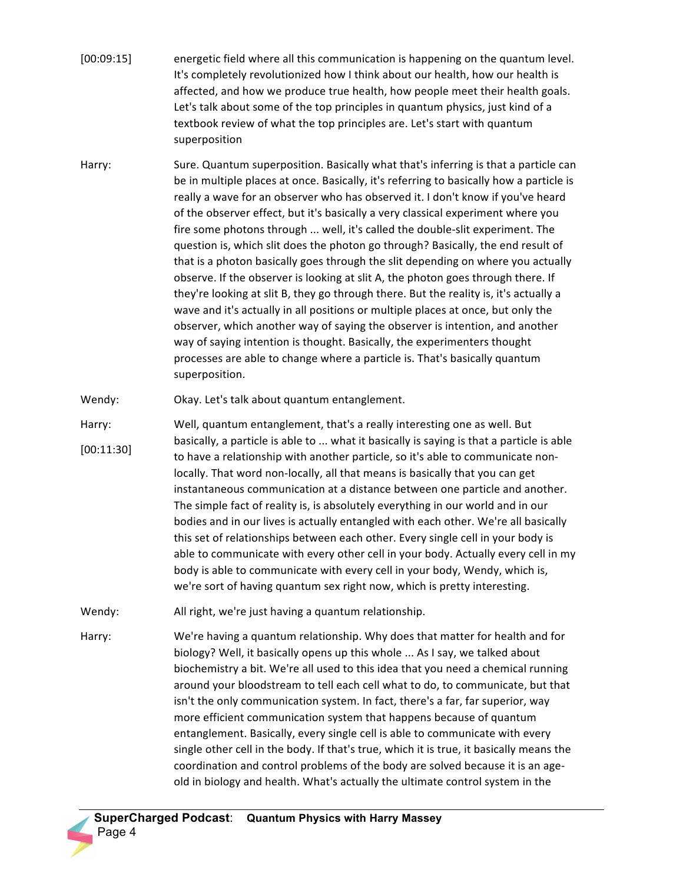[00:09:15] energetic field where all this communication is happening on the quantum level. It's completely revolutionized how I think about our health, how our health is affected, and how we produce true health, how people meet their health goals. Let's talk about some of the top principles in quantum physics, just kind of a textbook review of what the top principles are. Let's start with quantum superposition

Harry: Sure. Quantum superposition. Basically what that's inferring is that a particle can be in multiple places at once. Basically, it's referring to basically how a particle is really a wave for an observer who has observed it. I don't know if you've heard of the observer effect, but it's basically a very classical experiment where you fire some photons through ... well, it's called the double-slit experiment. The question is, which slit does the photon go through? Basically, the end result of that is a photon basically goes through the slit depending on where you actually observe. If the observer is looking at slit A, the photon goes through there. If they're looking at slit B, they go through there. But the reality is, it's actually a wave and it's actually in all positions or multiple places at once, but only the observer, which another way of saying the observer is intention, and another way of saying intention is thought. Basically, the experimenters thought processes are able to change where a particle is. That's basically quantum superposition.

Wendy: Okay. Let's talk about quantum entanglement.

Harry: Well, quantum entanglement, that's a really interesting one as well. But

[00:11:30] basically, a particle is able to ... what it basically is saying is that a particle is able to have a relationship with another particle, so it's able to communicate non-locally. That word non-locally, all that means is basically that you can get instantaneous communication at a distance between one particle and another. The simple fact of reality is, is absolutely everything in our world and in our bodies and in our lives is actually entangled with each other. We're all basically this set of relationships between each other. Every single cell in your body is able to communicate with every other cell in your body. Actually every cell in my body is able to communicate with every cell in your body, Wendy, which is, we're sort of having quantum sex right now, which is pretty interesting.

Wendy: All right, we're just having a quantum relationship.

Harry: We're having a quantum relationship. Why does that matter for health and for biology? Well, it basically opens up this whole ... As I say, we talked about biochemistry a bit. We're all used to this idea that you need a chemical running around your bloodstream to tell each cell what to do, to communicate, but that isn't the only communication system. In fact, there's a far, far superior, way more efficient communication system that happens because of quantum entanglement. Basically, every single cell is able to communicate with every single other cell in the body. If that's true, which it is true, it basically means the coordination and control problems of the body are solved because it is an age-old in biology and health. What's actually the ultimate control system in the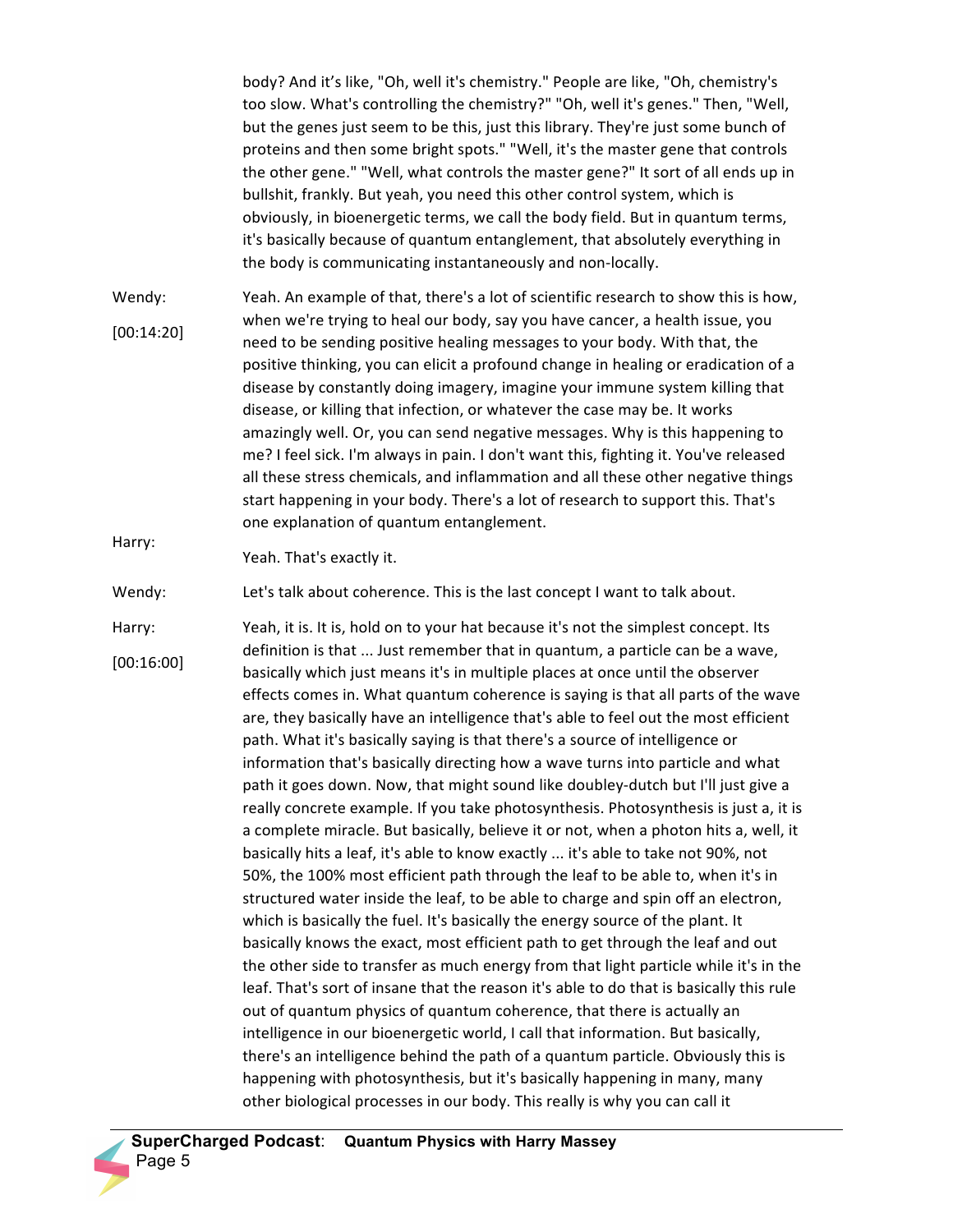body? And it's like, "Oh, well it's chemistry." People are like, "Oh, chemistry's too slow. What's controlling the chemistry?" "Oh, well it's genes." Then, "Well, but the genes just seem to be this, just this library. They're just some bunch of proteins and then some bright spots." "Well, it's the master gene that controls the other gene." "Well, what controls the master gene?" It sort of all ends up in bullshit, frankly. But yeah, you need this other control system, which is obviously, in bioenergetic terms, we call the body field. But in quantum terms, it's basically because of quantum entanglement, that absolutely everything in the body is communicating instantaneously and non-locally.

Wendy: [00:14:20] Yeah. An example of that, there's a lot of scientific research to show this is how, when we're trying to heal our body, say you have cancer, a health issue, you need to be sending positive healing messages to your body. With that, the positive thinking, you can elicit a profound change in healing or eradication of a disease by constantly doing imagery, imagine your immune system killing that disease, or killing that infection, or whatever the case may be. It works amazingly well. Or, you can send negative messages. Why is this happening to me? I feel sick. I'm always in pain. I don't want this, fighting it. You've released all these stress chemicals, and inflammation and all these other negative things start happening in your body. There's a lot of research to support this. That's one explanation of quantum entanglement.

Harry: Yeah. That's exactly it.

Wendy: Let's talk about coherence. This is the last concept I want to talk about.

Harry: [00:16:00] Yeah, it is. It is, hold on to your hat because it's not the simplest concept. Its definition is that ... Just remember that in quantum, a particle can be a wave, basically which just means it's in multiple places at once until the observer effects comes in. What quantum coherence is saying is that all parts of the wave are, they basically have an intelligence that's able to feel out the most efficient path. What it's basically saying is that there's a source of intelligence or information that's basically directing how a wave turns into particle and what path it goes down. Now, that might sound like doubley-dutch but I'll just give a really concrete example. If you take photosynthesis. Photosynthesis is just a, it is a complete miracle. But basically, believe it or not, when a photon hits a, well, it basically hits a leaf, it's able to know exactly ... it's able to take not 90%, not 50%, the 100% most efficient path through the leaf to be able to, when it's in structured water inside the leaf, to be able to charge and spin off an electron, which is basically the fuel. It's basically the energy source of the plant. It basically knows the exact, most efficient path to get through the leaf and out the other side to transfer as much energy from that light particle while it's in the leaf. That's sort of insane that the reason it's able to do that is basically this rule out of quantum physics of quantum coherence, that there is actually an intelligence in our bioenergetic world, I call that information. But basically, there's an intelligence behind the path of a quantum particle. Obviously this is happening with photosynthesis, but it's basically happening in many, many other biological processes in our body. This really is why you can call it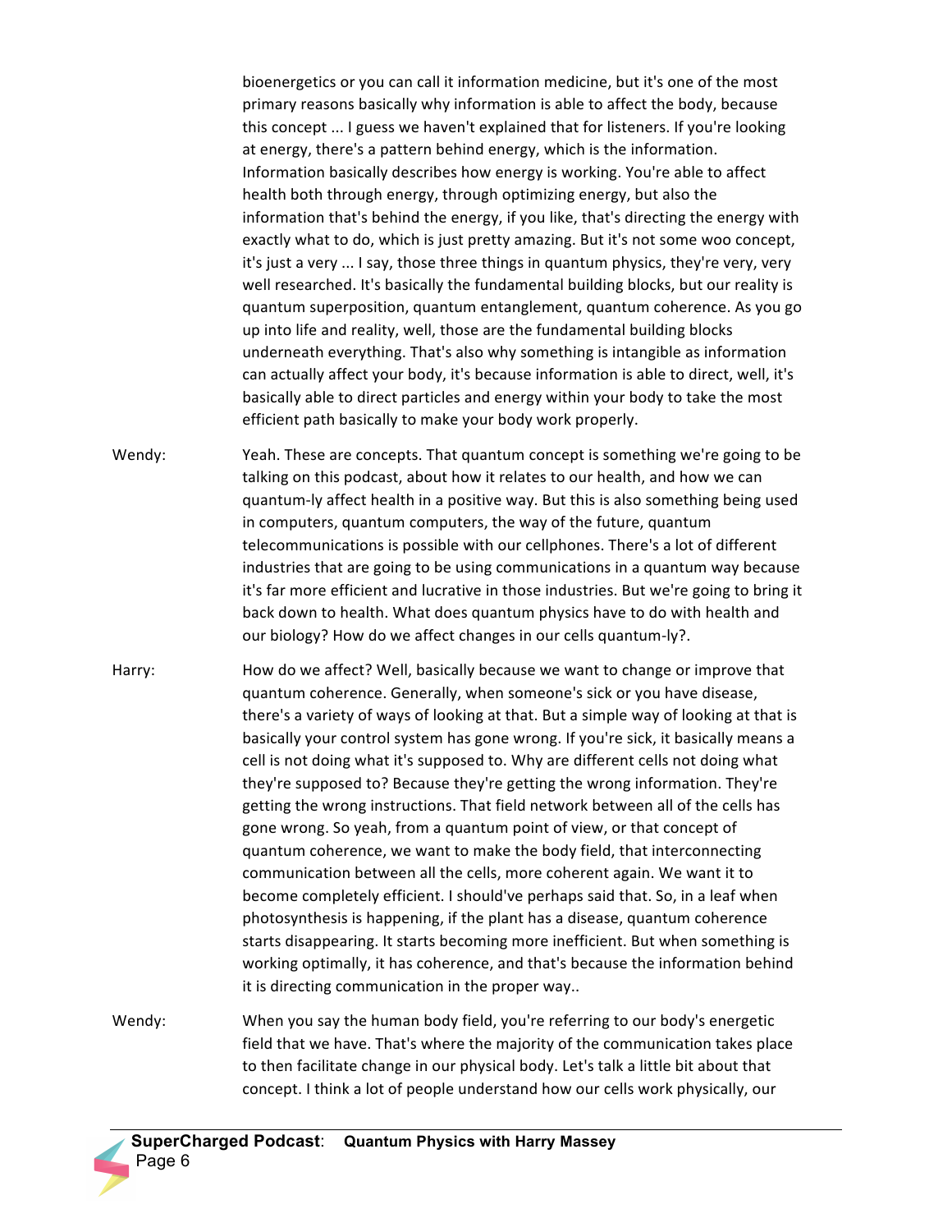bioenergetics or you can call it information medicine, but it's one of the most primary reasons basically why information is able to affect the body, because this concept ... I guess we haven't explained that for listeners. If you're looking at energy, there's a pattern behind energy, which is the information. Information basically describes how energy is working. You're able to affect health both through energy, through optimizing energy, but also the information that's behind the energy, if you like, that's directing the energy with exactly what to do, which is just pretty amazing. But it's not some woo concept, it's just a very ... I say, those three things in quantum physics, they're very, very well researched. It's basically the fundamental building blocks, but our reality is quantum superposition, quantum entanglement, quantum coherence. As you go up into life and reality, well, those are the fundamental building blocks underneath everything. That's also why something is intangible as information can actually affect your body, it's because information is able to direct, well, it's basically able to direct particles and energy within your body to take the most efficient path basically to make your body work properly.

Wendy: Yeah. These are concepts. That quantum concept is something we're going to be talking on this podcast, about how it relates to our health, and how we can quantum-ly affect health in a positive way. But this is also something being used in computers, quantum computers, the way of the future, quantum telecommunications is possible with our cellphones. There's a lot of different industries that are going to be using communications in a quantum way because it's far more efficient and lucrative in those industries. But we're going to bring it back down to health. What does quantum physics have to do with health and our biology? How do we affect changes in our cells quantum-ly?.

Harry: How do we affect? Well, basically because we want to change or improve that quantum coherence. Generally, when someone's sick or you have disease, there's a variety of ways of looking at that. But a simple way of looking at that is basically your control system has gone wrong. If you're sick, it basically means a cell is not doing what it's supposed to. Why are different cells not doing what they're supposed to? Because they're getting the wrong information. They're getting the wrong instructions. That field network between all of the cells has gone wrong. So yeah, from a quantum point of view, or that concept of quantum coherence, we want to make the body field, that interconnecting communication between all the cells, more coherent again. We want it to become completely efficient. I should've perhaps said that. So, in a leaf when photosynthesis is happening, if the plant has a disease, quantum coherence starts disappearing. It starts becoming more inefficient. But when something is working optimally, it has coherence, and that's because the information behind it is directing communication in the proper way..

Wendy: When you say the human body field, you're referring to our body's energetic field that we have. That's where the majority of the communication takes place to then facilitate change in our physical body. Let's talk a little bit about that concept. I think a lot of people understand how our cells work physically, our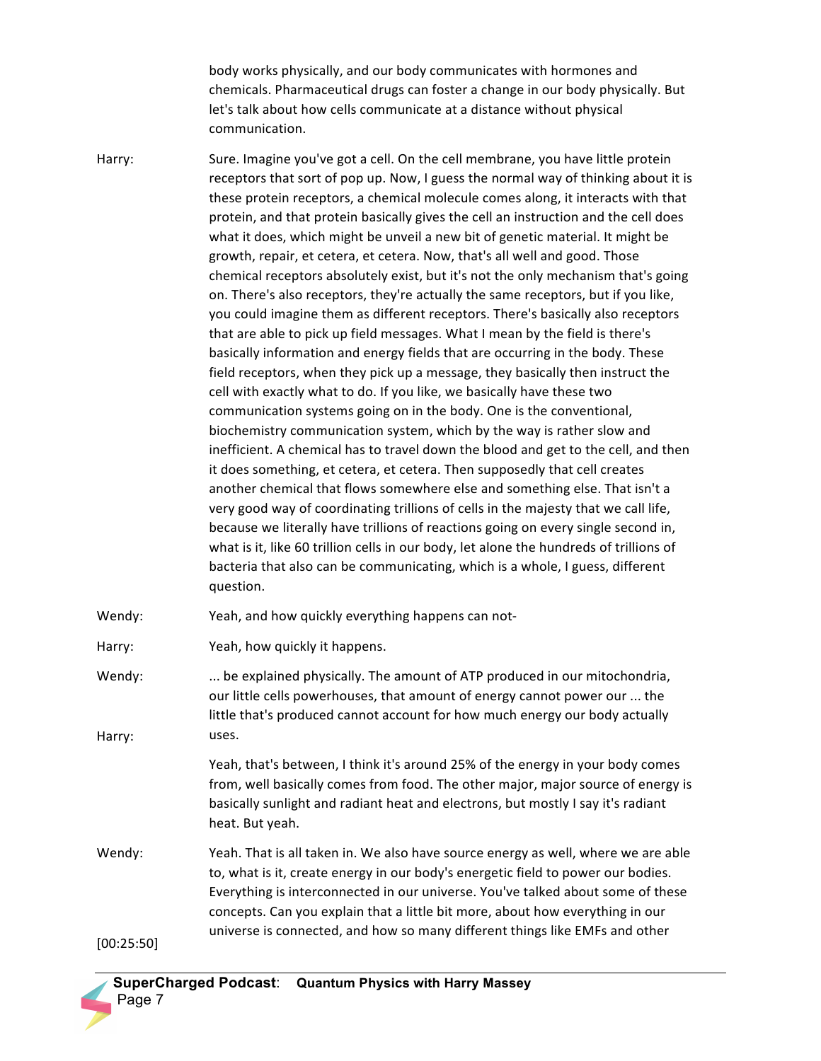body works physically, and our body communicates with hormones and chemicals. Pharmaceutical drugs can foster a change in our body physically. But let's talk about how cells communicate at a distance without physical communication.

Harry: Sure. Imagine you've got a cell. On the cell membrane, you have little protein receptors that sort of pop up. Now, I guess the normal way of thinking about it is these protein receptors, a chemical molecule comes along, it interacts with that protein, and that protein basically gives the cell an instruction and the cell does what it does, which might be unveil a new bit of genetic material. It might be growth, repair, et cetera, et cetera. Now, that's all well and good. Those chemical receptors absolutely exist, but it's not the only mechanism that's going on. There's also receptors, they're actually the same receptors, but if you like, you could imagine them as different receptors. There's basically also receptors that are able to pick up field messages. What I mean by the field is there's basically information and energy fields that are occurring in the body. These field receptors, when they pick up a message, they basically then instruct the cell with exactly what to do. If you like, we basically have these two communication systems going on in the body. One is the conventional, biochemistry communication system, which by the way is rather slow and inefficient. A chemical has to travel down the blood and get to the cell, and then it does something, et cetera, et cetera. Then supposedly that cell creates another chemical that flows somewhere else and something else. That isn't a very good way of coordinating trillions of cells in the majesty that we call life, because we literally have trillions of reactions going on every single second in, what is it, like 60 trillion cells in our body, let alone the hundreds of trillions of bacteria that also can be communicating, which is a whole, I guess, different question.

Wendy: Yeah, and how quickly everything happens can not-

Harry: Yeah, how quickly it happens.

Wendy: ... be explained physically. The amount of ATP produced in our mitochondria, our little cells powerhouses, that amount of energy cannot power our ... the little that's produced cannot account for how much energy our body actually uses.

Harry: Yeah, that's between, I think it's around 25% of the energy in your body comes from, well basically comes from food. The other major, major source of energy is basically sunlight and radiant heat and electrons, but mostly I say it's radiant heat. But yeah.

Wendy: Yeah. That is all taken in. We also have source energy as well, where we are able to, what is it, create energy in our body's energetic field to power our bodies. Everything is interconnected in our universe. You've talked about some of these concepts. Can you explain that a little bit more, about how everything in our universe is connected, and how so many different things like EMFs and other

[00:25:50]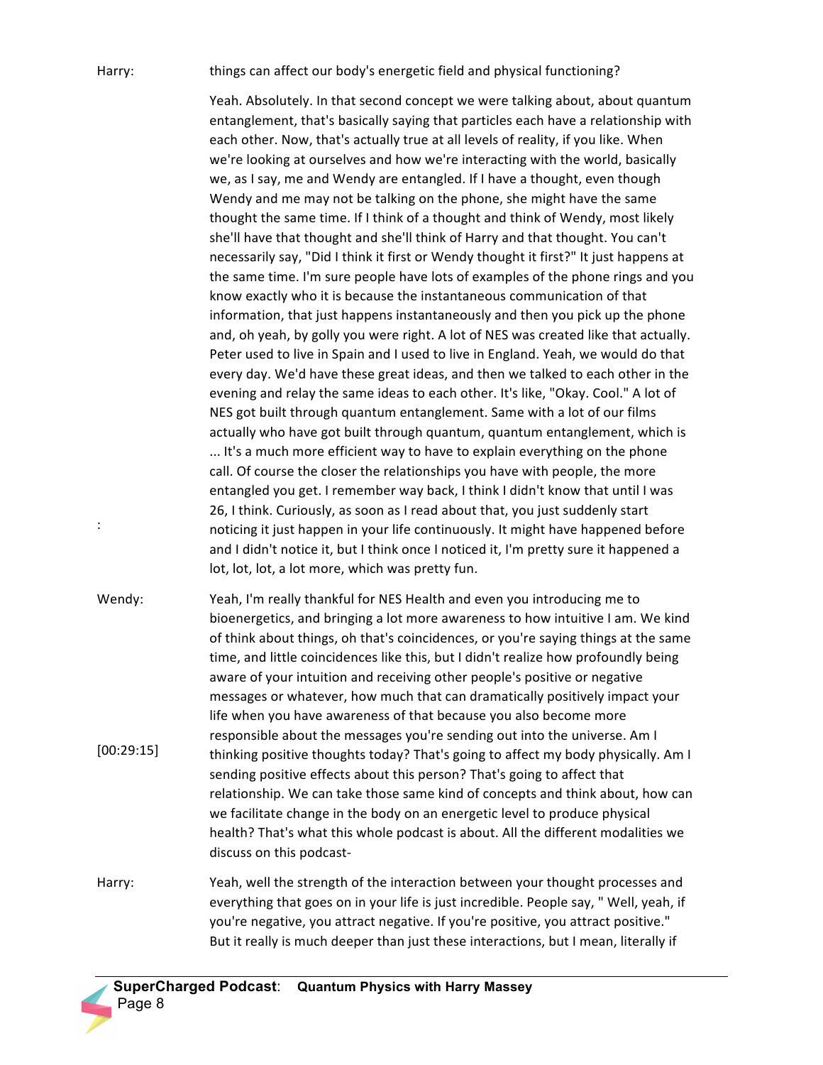Harry: things can affect our body's energetic field and physical functioning?

Yeah. Absolutely. In that second concept we were talking about, about quantum entanglement, that's basically saying that particles each have a relationship with each other. Now, that's actually true at all levels of reality, if you like. When we're looking at ourselves and how we're interacting with the world, basically we, as I say, me and Wendy are entangled. If I have a thought, even though Wendy and me may not be talking on the phone, she might have the same thought the same time. If I think of a thought and think of Wendy, most likely she'll have that thought and she'll think of Harry and that thought. You can't necessarily say, "Did I think it first or Wendy thought it first?" It just happens at the same time. I'm sure people have lots of examples of the phone rings and you know exactly who it is because the instantaneous communication of that information, that just happens instantaneously and then you pick up the phone and, oh yeah, by golly you were right. A lot of NES was created like that actually. Peter used to live in Spain and I used to live in England. Yeah, we would do that every day. We'd have these great ideas, and then we talked to each other in the evening and relay the same ideas to each other. It's like, "Okay. Cool." A lot of NES got built through quantum entanglement. Same with a lot of our films actually who have got built through quantum, quantum entanglement, which is ... It's a much more efficient way to have to explain everything on the phone call. Of course the closer the relationships you have with people, the more entangled you get. I remember way back, I think I didn't know that until I was 26, I think. Curiously, as soon as I read about that, you just suddenly start noticing it just happen in your life continuously. It might have happened before and I didn't notice it, but I think once I noticed it, I'm pretty sure it happened a lot, lot, lot, a lot more, which was pretty fun.

Wendy: Yeah, I'm really thankful for NES Health and even you introducing me to bioenergetics, and bringing a lot more awareness to how intuitive I am. We kind of think about things, oh that's coincidences, or you're saying things at the same time, and little coincidences like this, but I didn't realize how profoundly being aware of your intuition and receiving other people's positive or negative messages or whatever, how much that can dramatically positively impact your life when you have awareness of that because you also become more responsible about the messages you're sending out into the universe. Am I thinking positive thoughts today? That's going to affect my body physically. Am I sending positive effects about this person? That's going to affect that relationship. We can take those same kind of concepts and think about, how can we facilitate change in the body on an energetic level to produce physical health? That's what this whole podcast is about. All the different modalities we discuss on this podcast-

[00:29:15]

Harry: Yeah, well the strength of the interaction between your thought processes and everything that goes on in your life is just incredible. People say, " Well, yeah, if you're negative, you attract negative. If you're positive, you attract positive." But it really is much deeper than just these interactions, but I mean, literally if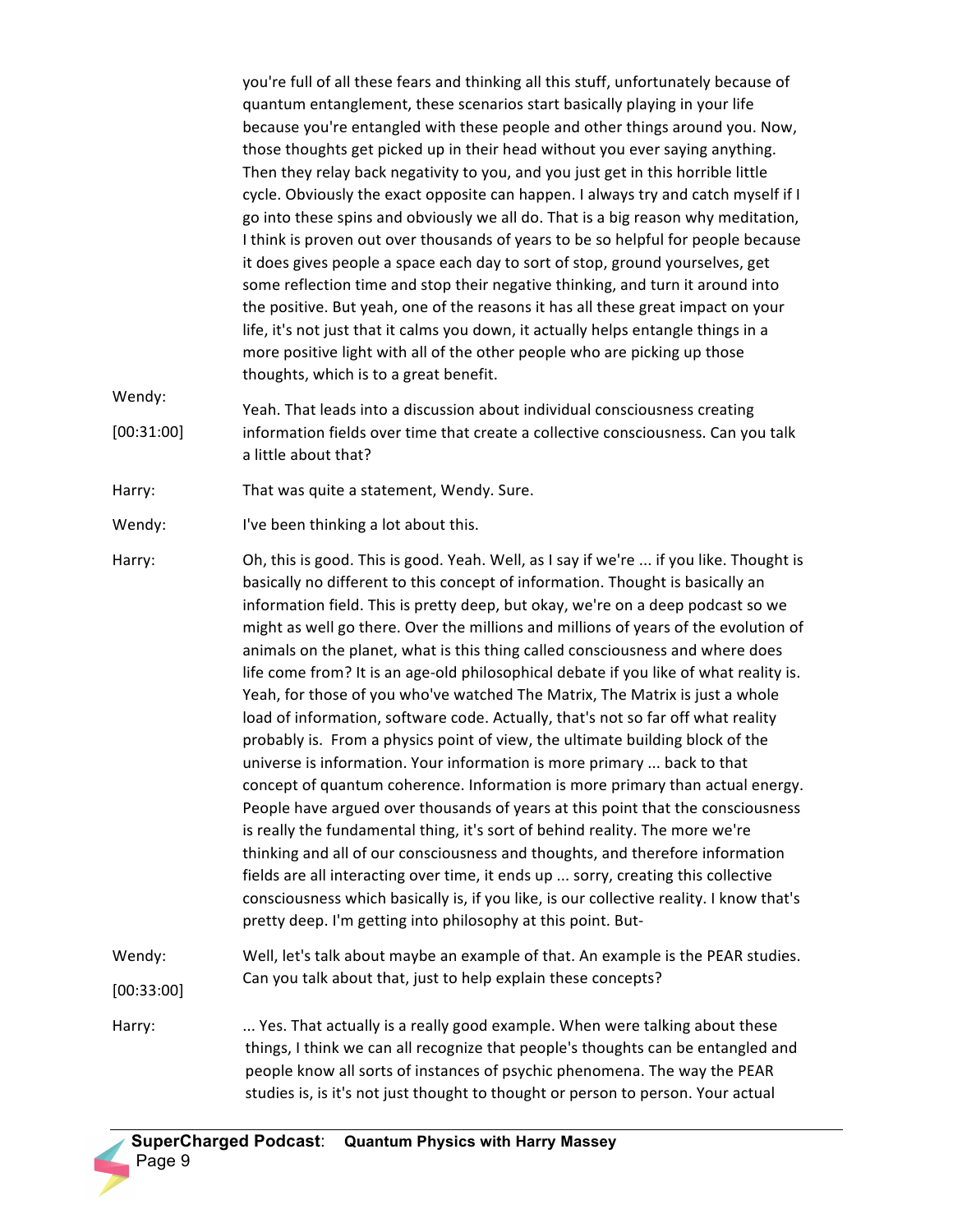you're full of all these fears and thinking all this stuff, unfortunately because of quantum entanglement, these scenarios start basically playing in your life because you're entangled with these people and other things around you. Now, those thoughts get picked up in their head without you ever saying anything. Then they relay back negativity to you, and you just get in this horrible little cycle. Obviously the exact opposite can happen. I always try and catch myself if I go into these spins and obviously we all do. That is a big reason why meditation, I think is proven out over thousands of years to be so helpful for people because it does gives people a space each day to sort of stop, ground yourselves, get some reflection time and stop their negative thinking, and turn it around into the positive. But yeah, one of the reasons it has all these great impact on your life, it's not just that it calms you down, it actually helps entangle things in a more positive light with all of the other people who are picking up those thoughts, which is to a great benefit.

**Wendy:** [00:31:00] Yeah. That leads into a discussion about individual consciousness creating information fields over time that create a collective consciousness. Can you talk a little about that?

**Harry:** That was quite a statement, Wendy. Sure.

**Wendy:** I've been thinking a lot about this.

**Harry:** Oh, this is good. This is good. Yeah. Well, as I say if we're ... if you like. Thought is basically no different to this concept of information. Thought is basically an information field. This is pretty deep, but okay, we're on a deep podcast so we might as well go there. Over the millions and millions of years of the evolution of animals on the planet, what is this thing called consciousness and where does life come from? It is an age-old philosophical debate if you like of what reality is. Yeah, for those of you who've watched The Matrix, The Matrix is just a whole load of information, software code. Actually, that's not so far off what reality probably is. From a physics point of view, the ultimate building block of the universe is information. Your information is more primary ... back to that concept of quantum coherence. Information is more primary than actual energy. People have argued over thousands of years at this point that the consciousness is really the fundamental thing, it's sort of behind reality. The more we're thinking and all of our consciousness and thoughts, and therefore information fields are all interacting over time, it ends up ... sorry, creating this collective consciousness which basically is, if you like, is our collective reality. I know that's pretty deep. I'm getting into philosophy at this point. But-

**Wendy:** [00:33:00] Well, let's talk about maybe an example of that. An example is the PEAR studies. Can you talk about that, just to help explain these concepts?

**Harry:** ... Yes. That actually is a really good example. When were talking about these things, I think we can all recognize that people's thoughts can be entangled and people know all sorts of instances of psychic phenomena. The way the PEAR studies is, is it's not just thought to thought or person to person. Your actual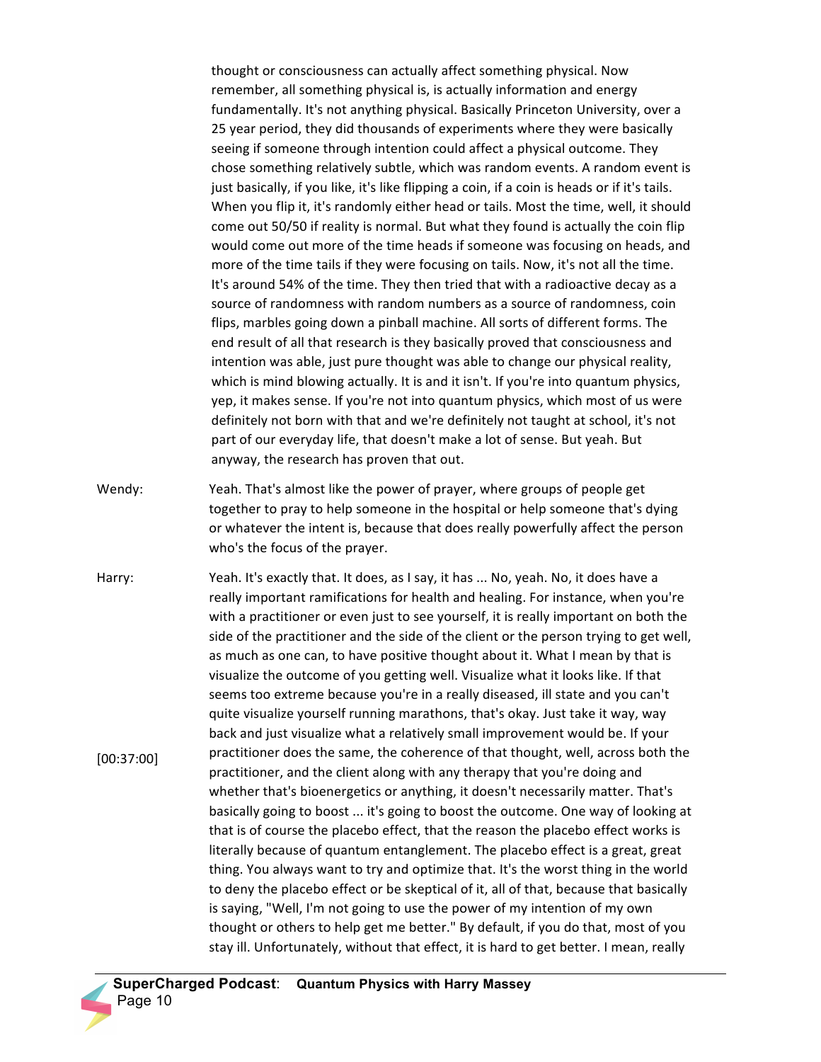thought or consciousness can actually affect something physical. Now remember, all something physical is, is actually information and energy fundamentally. It's not anything physical. Basically Princeton University, over a 25 year period, they did thousands of experiments where they were basically seeing if someone through intention could affect a physical outcome. They chose something relatively subtle, which was random events. A random event is just basically, if you like, it's like flipping a coin, if a coin is heads or if it's tails. When you flip it, it's randomly either head or tails. Most the time, well, it should come out 50/50 if reality is normal. But what they found is actually the coin flip would come out more of the time heads if someone was focusing on heads, and more of the time tails if they were focusing on tails. Now, it's not all the time. It's around 54% of the time. They then tried that with a radioactive decay as a source of randomness with random numbers as a source of randomness, coin flips, marbles going down a pinball machine. All sorts of different forms. The end result of all that research is they basically proved that consciousness and intention was able, just pure thought was able to change our physical reality, which is mind blowing actually. It is and it isn't. If you're into quantum physics, yep, it makes sense. If you're not into quantum physics, which most of us were definitely not born with that and we're definitely not taught at school, it's not part of our everyday life, that doesn't make a lot of sense. But yeah. But anyway, the research has proven that out.

Wendy: Yeah. That's almost like the power of prayer, where groups of people get together to pray to help someone in the hospital or help someone that's dying or whatever the intent is, because that does really powerfully affect the person who's the focus of the prayer.

Harry: Yeah. It's exactly that. It does, as I say, it has ... No, yeah. No, it does have a really important ramifications for health and healing. For instance, when you're with a practitioner or even just to see yourself, it is really important on both the side of the practitioner and the side of the client or the person trying to get well, as much as one can, to have positive thought about it. What I mean by that is visualize the outcome of you getting well. Visualize what it looks like. If that seems too extreme because you're in a really diseased, ill state and you can't quite visualize yourself running marathons, that's okay. Just take it way, way back and just visualize what a relatively small improvement would be. If your practitioner does the same, the coherence of that thought, well, across both the practitioner, and the client along with any therapy that you're doing and whether that's bioenergetics or anything, it doesn't necessarily matter. That's basically going to boost ... it's going to boost the outcome. One way of looking at that is of course the placebo effect, that the reason the placebo effect works is literally because of quantum entanglement. The placebo effect is a great, great thing. You always want to try and optimize that. It's the worst thing in the world to deny the placebo effect or be skeptical of it, all of that, because that basically is saying, "Well, I'm not going to use the power of my intention of my own thought or others to help get me better." By default, if you do that, most of you stay ill. Unfortunately, without that effect, it is hard to get better. I mean, really

[00:37:00]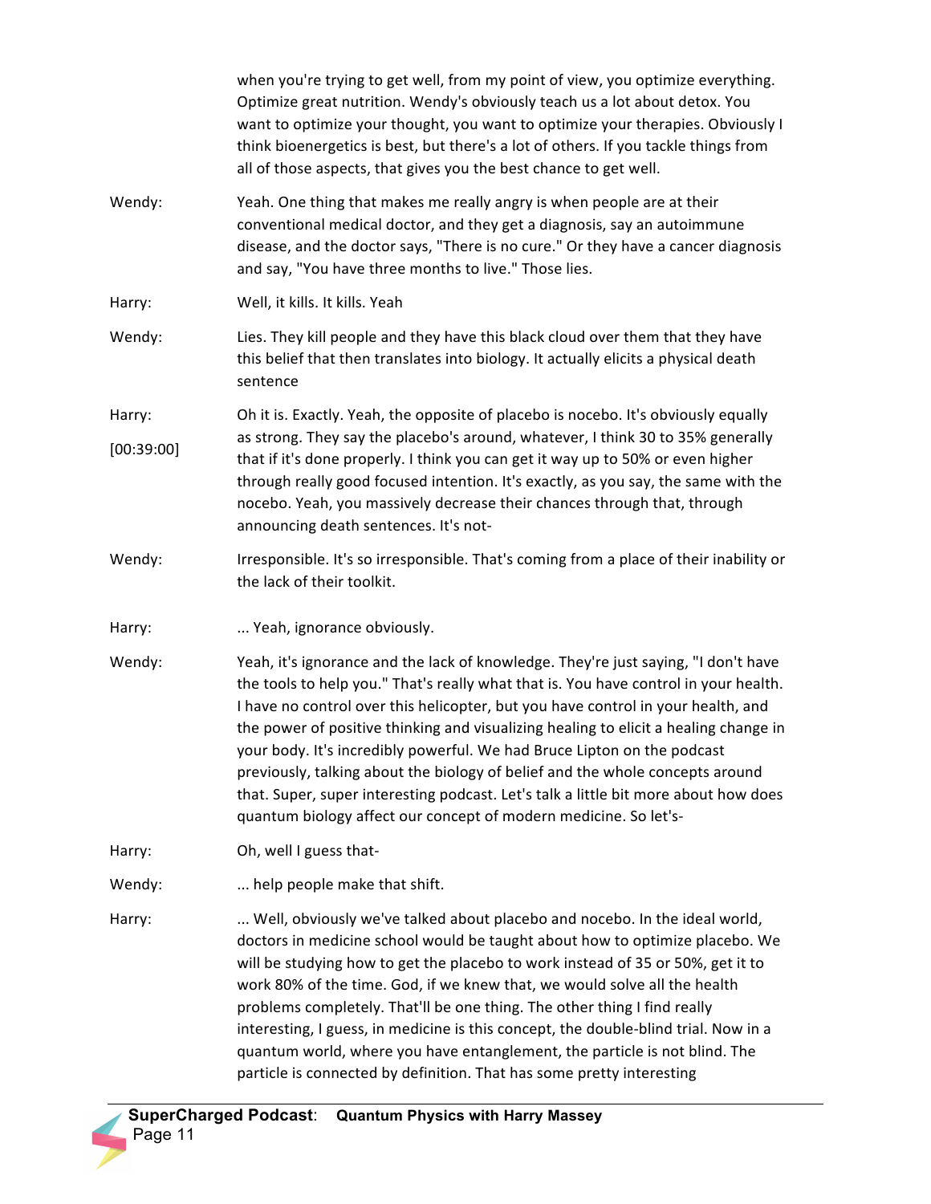when you're trying to get well, from my point of view, you optimize everything. Optimize great nutrition. Wendy's obviously teach us a lot about detox. You want to optimize your thought, you want to optimize your therapies. Obviously I think bioenergetics is best, but there's a lot of others. If you tackle things from all of those aspects, that gives you the best chance to get well.

**Wendy:** Yeah. One thing that makes me really angry is when people are at their conventional medical doctor, and they get a diagnosis, say an autoimmune disease, and the doctor says, "There is no cure." Or they have a cancer diagnosis and say, "You have three months to live." Those lies.

**Harry:** Well, it kills. It kills. Yeah

**Wendy:** Lies. They kill people and they have this black cloud over them that they have this belief that then translates into biology. It actually elicits a physical death sentence

**Harry:** [00:39:00] Oh it is. Exactly. Yeah, the opposite of placebo is nocebo. It's obviously equally as strong. They say the placebo's around, whatever, I think 30 to 35% generally that if it's done properly. I think you can get it way up to 50% or even higher through really good focused intention. It's exactly, as you say, the same with the nocebo. Yeah, you massively decrease their chances through that, through announcing death sentences. It's not-

**Wendy:** Irresponsible. It's so irresponsible. That's coming from a place of their inability or the lack of their toolkit.

**Harry:** ... Yeah, ignorance obviously.

**Wendy:** Yeah, it's ignorance and the lack of knowledge. They're just saying, "I don't have the tools to help you." That's really what that is. You have control in your health. I have no control over this helicopter, but you have control in your health, and the power of positive thinking and visualizing healing to elicit a healing change in your body. It's incredibly powerful. We had Bruce Lipton on the podcast previously, talking about the biology of belief and the whole concepts around that. Super, super interesting podcast. Let's talk a little bit more about how does quantum biology affect our concept of modern medicine. So let's-

**Harry:** Oh, well I guess that-

**Wendy:** ... help people make that shift.

**Harry:** ... Well, obviously we've talked about placebo and nocebo. In the ideal world, doctors in medicine school would be taught about how to optimize placebo. We will be studying how to get the placebo to work instead of 35 or 50%, get it to work 80% of the time. God, if we knew that, we would solve all the health problems completely. That'll be one thing. The other thing I find really interesting, I guess, in medicine is this concept, the double-blind trial. Now in a quantum world, where you have entanglement, the particle is not blind. The particle is connected by definition. That has some pretty interesting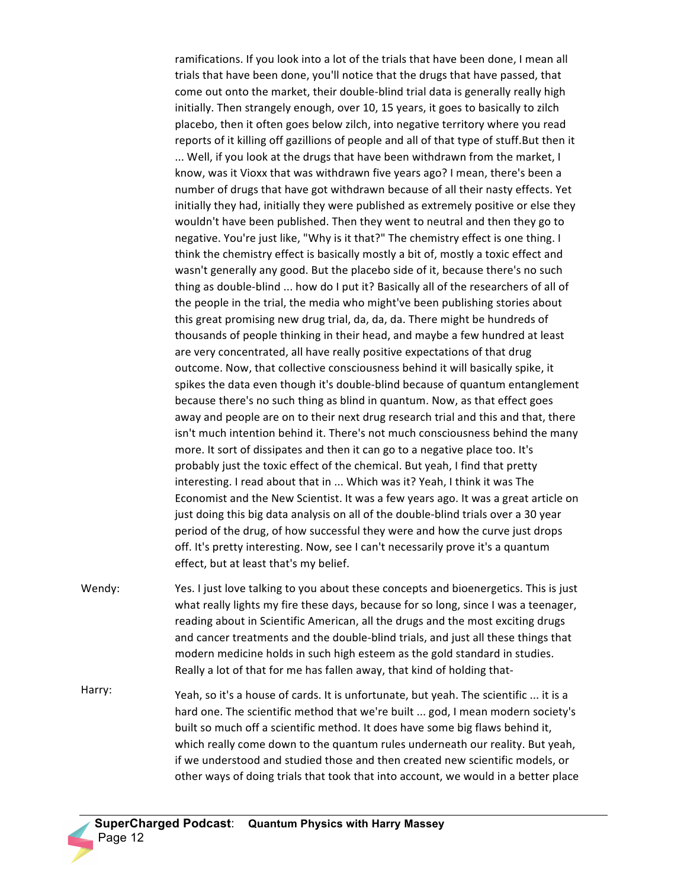ramifications. If you look into a lot of the trials that have been done, I mean all trials that have been done, you'll notice that the drugs that have passed, that come out onto the market, their double-blind trial data is generally really high initially. Then strangely enough, over 10, 15 years, it goes to basically to zilch placebo, then it often goes below zilch, into negative territory where you read reports of it killing off gazillions of people and all of that type of stuff.But then it ... Well, if you look at the drugs that have been withdrawn from the market, I know, was it Vioxx that was withdrawn five years ago? I mean, there's been a number of drugs that have got withdrawn because of all their nasty effects. Yet initially they had, initially they were published as extremely positive or else they wouldn't have been published. Then they went to neutral and then they go to negative. You're just like, "Why is it that?" The chemistry effect is one thing. I think the chemistry effect is basically mostly a bit of, mostly a toxic effect and wasn't generally any good. But the placebo side of it, because there's no such thing as double-blind ... how do I put it? Basically all of the researchers of all of the people in the trial, the media who might've been publishing stories about this great promising new drug trial, da, da, da. There might be hundreds of thousands of people thinking in their head, and maybe a few hundred at least are very concentrated, all have really positive expectations of that drug outcome. Now, that collective consciousness behind it will basically spike, it spikes the data even though it's double-blind because of quantum entanglement because there's no such thing as blind in quantum. Now, as that effect goes away and people are on to their next drug research trial and this and that, there isn't much intention behind it. There's not much consciousness behind the many more. It sort of dissipates and then it can go to a negative place too. It's probably just the toxic effect of the chemical. But yeah, I find that pretty interesting. I read about that in ... Which was it? Yeah, I think it was The Economist and the New Scientist. It was a few years ago. It was a great article on just doing this big data analysis on all of the double-blind trials over a 30 year period of the drug, of how successful they were and how the curve just drops off. It's pretty interesting. Now, see I can't necessarily prove it's a quantum effect, but at least that's my belief.

**Wendy:** Yes. I just love talking to you about these concepts and bioenergetics. This is just what really lights my fire these days, because for so long, since I was a teenager, reading about in Scientific American, all the drugs and the most exciting drugs and cancer treatments and the double-blind trials, and just all these things that modern medicine holds in such high esteem as the gold standard in studies. Really a lot of that for me has fallen away, that kind of holding that-

**Harry:** Yeah, so it's a house of cards. It is unfortunate, but yeah. The scientific ... it is a hard one. The scientific method that we're built ... god, I mean modern society's built so much off a scientific method. It does have some big flaws behind it, which really come down to the quantum rules underneath our reality. But yeah, if we understood and studied those and then created new scientific models, or other ways of doing trials that took that into account, we would in a better place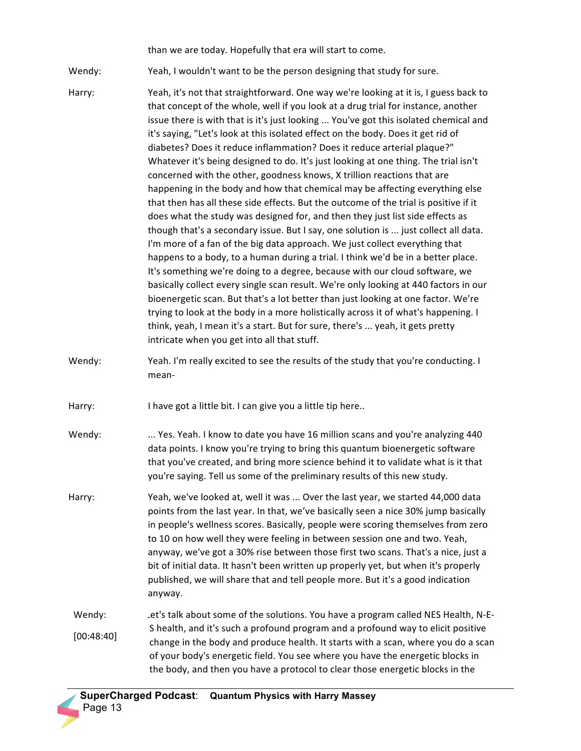than we are today. Hopefully that era will start to come.

Wendy: Yeah, I wouldn't want to be the person designing that study for sure.

Harry: Yeah, it's not that straightforward. One way we're looking at it is, I guess back to that concept of the whole, well if you look at a drug trial for instance, another issue there is with that is it's just looking ... You've got this isolated chemical and it's saying, "Let's look at this isolated effect on the body. Does it get rid of diabetes? Does it reduce inflammation? Does it reduce arterial plaque?" Whatever it's being designed to do. It's just looking at one thing. The trial isn't concerned with the other, goodness knows, X trillion reactions that are happening in the body and how that chemical may be affecting everything else that then has all these side effects. But the outcome of the trial is positive if it does what the study was designed for, and then they just list side effects as though that's a secondary issue. But I say, one solution is ... just collect all data. I'm more of a fan of the big data approach. We just collect everything that happens to a body, to a human during a trial. I think we'd be in a better place. It's something we're doing to a degree, because with our cloud software, we basically collect every single scan result. We're only looking at 440 factors in our bioenergetic scan. But that's a lot better than just looking at one factor. We're trying to look at the body in a more holistically across it of what's happening. I think, yeah, I mean it's a start. But for sure, there's ... yeah, it gets pretty intricate when you get into all that stuff.

Wendy: Yeah. I'm really excited to see the results of the study that you're conducting. I mean-

Harry: I have got a little bit. I can give you a little tip here..

Wendy: ... Yes. Yeah. I know to date you have 16 million scans and you're analyzing 440 data points. I know you're trying to bring this quantum bioenergetic software that you've created, and bring more science behind it to validate what is it that you're saying. Tell us some of the preliminary results of this new study.

Harry: Yeah, we've looked at, well it was ... Over the last year, we started 44,000 data points from the last year. In that, we've basically seen a nice 30% jump basically in people's wellness scores. Basically, people were scoring themselves from zero to 10 on how well they were feeling in between session one and two. Yeah, anyway, we've got a 30% rise between those first two scans. That's a nice, just a bit of initial data. It hasn't been written up properly yet, but when it's properly published, we will share that and tell people more. But it's a good indication anyway.

Wendy: [00:48:40] Let's talk about some of the solutions. You have a program called NES Health, N-E-S health, and it's such a profound program and a profound way to elicit positive change in the body and produce health. It starts with a scan, where you do a scan of your body's energetic field. You see where you have the energetic blocks in the body, and then you have a protocol to clear those energetic blocks in the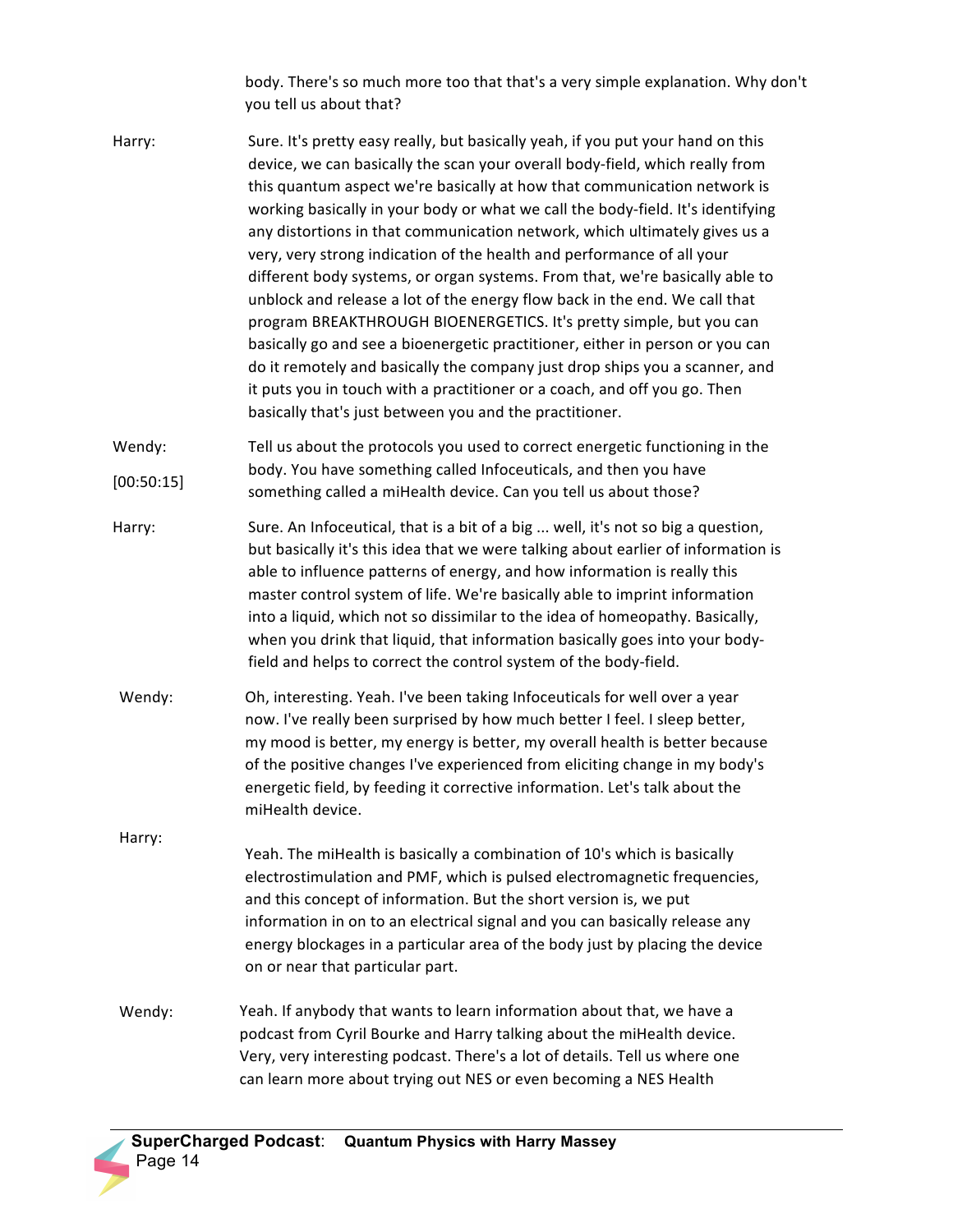body. There's so much more too that that's a very simple explanation. Why don't you tell us about that?

Harry: Sure. It's pretty easy really, but basically yeah, if you put your hand on this device, we can basically the scan your overall body-field, which really from this quantum aspect we're basically at how that communication network is working basically in your body or what we call the body-field. It's identifying any distortions in that communication network, which ultimately gives us a very, very strong indication of the health and performance of all your different body systems, or organ systems. From that, we're basically able to unblock and release a lot of the energy flow back in the end. We call that program BREAKTHROUGH BIOENERGETICS. It's pretty simple, but you can basically go and see a bioenergetic practitioner, either in person or you can do it remotely and basically the company just drop ships you a scanner, and it puts you in touch with a practitioner or a coach, and off you go. Then basically that's just between you and the practitioner.

Wendy: [00:50:15] Tell us about the protocols you used to correct energetic functioning in the body. You have something called Infoceuticals, and then you have something called a miHealth device. Can you tell us about those?

Harry: Sure. An Infoceutical, that is a bit of a big ... well, it's not so big a question, but basically it's this idea that we were talking about earlier of information is able to influence patterns of energy, and how information is really this master control system of life. We're basically able to imprint information into a liquid, which not so dissimilar to the idea of homeopathy. Basically, when you drink that liquid, that information basically goes into your body-field and helps to correct the control system of the body-field.

Wendy: Oh, interesting. Yeah. I've been taking Infoceuticals for well over a year now. I've really been surprised by how much better I feel. I sleep better, my mood is better, my energy is better, my overall health is better because of the positive changes I've experienced from eliciting change in my body's energetic field, by feeding it corrective information. Let's talk about the miHealth device.

Harry: Yeah. The miHealth is basically a combination of 10's which is basically electrostimulation and PMF, which is pulsed electromagnetic frequencies, and this concept of information. But the short version is, we put information in on to an electrical signal and you can basically release any energy blockages in a particular area of the body just by placing the device on or near that particular part.

Wendy: Yeah. If anybody that wants to learn information about that, we have a podcast from Cyril Bourke and Harry talking about the miHealth device. Very, very interesting podcast. There's a lot of details. Tell us where one can learn more about trying out NES or even becoming a NES Health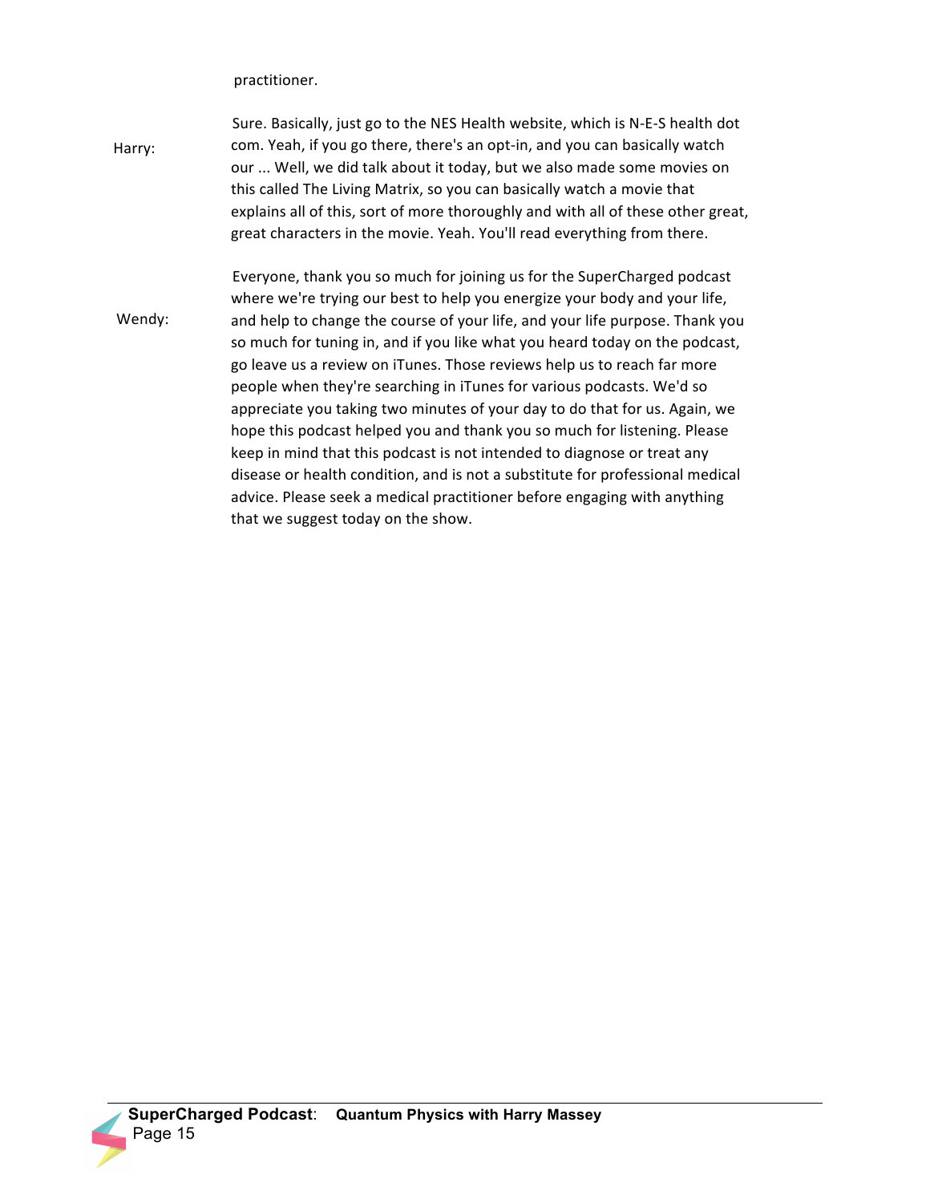practitioner.

Harry: Sure. Basically, just go to the NES Health website, which is N-E-S health dot com. Yeah, if you go there, there's an opt-in, and you can basically watch our ... Well, we did talk about it today, but we also made some movies on this called The Living Matrix, so you can basically watch a movie that explains all of this, sort of more thoroughly and with all of these other great, great characters in the movie. Yeah. You'll read everything from there.

Wendy: Everyone, thank you so much for joining us for the SuperCharged podcast where we're trying our best to help you energize your body and your life, and help to change the course of your life, and your life purpose. Thank you so much for tuning in, and if you like what you heard today on the podcast, go leave us a review on iTunes. Those reviews help us to reach far more people when they're searching in iTunes for various podcasts. We'd so appreciate you taking two minutes of your day to do that for us. Again, we hope this podcast helped you and thank you so much for listening. Please keep in mind that this podcast is not intended to diagnose or treat any disease or health condition, and is not a substitute for professional medical advice. Please seek a medical practitioner before engaging with anything that we suggest today on the show.